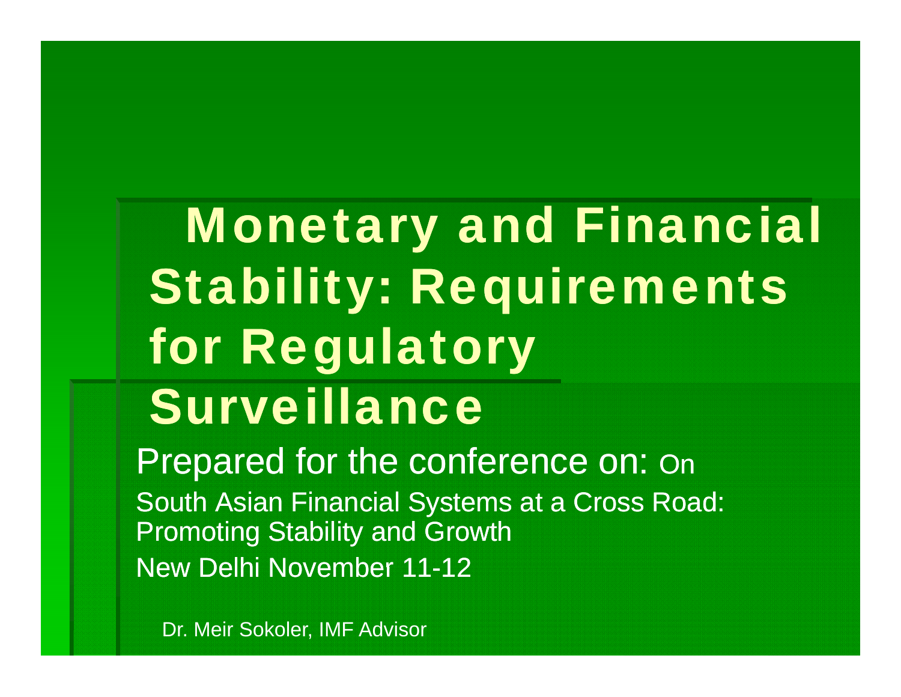# Monetary and Financial Stability: Requirements for Regulatory Surveillance

Prepared for the conference on: On

South Asian Financial Systems at a Cross Road: Promoting Stability and Growth

New Delhi November 11-12

Dr. Meir Sokoler, IMF Advisor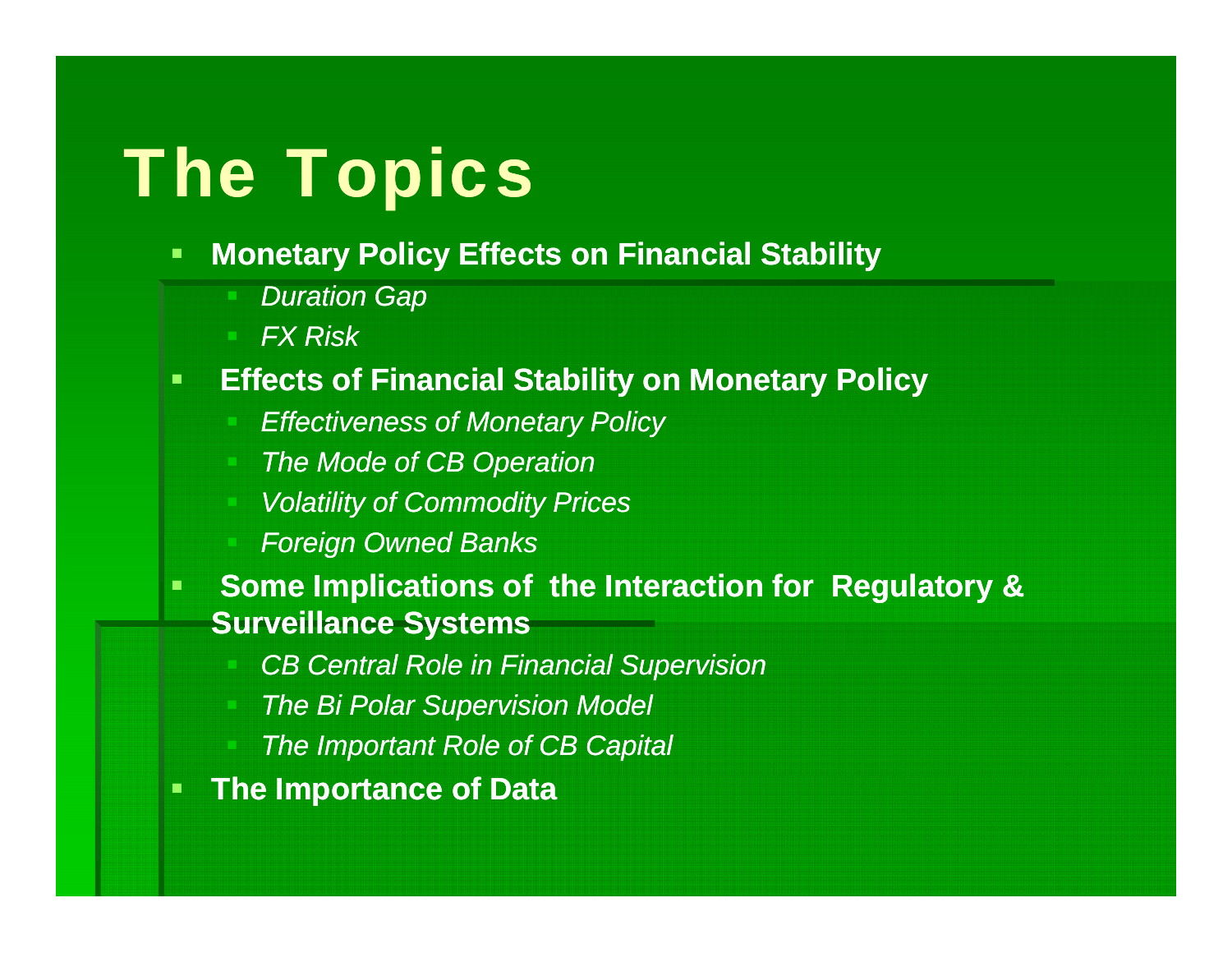# The Topics

- **Monetary Policy Effects on Financial Stability**
  - *Duration Gap*
  - *FX Risk*
- **Effects of Financial Stability on Monetary Policy**
  - *Effectiveness of Monetary Policy*
  - *The Mode of CB Operation*
  - *Volatility of Commodity Prices*
  - *Foreign Owned Banks*
- **Some Implications of the Interaction for Regulatory & Surveillance Systems**
  - *CB Central Role in Financial Supervision*
  - *The Bi Polar Supervision Model*
  - *The Important Role of CB Capital*
- **The Importance of Data**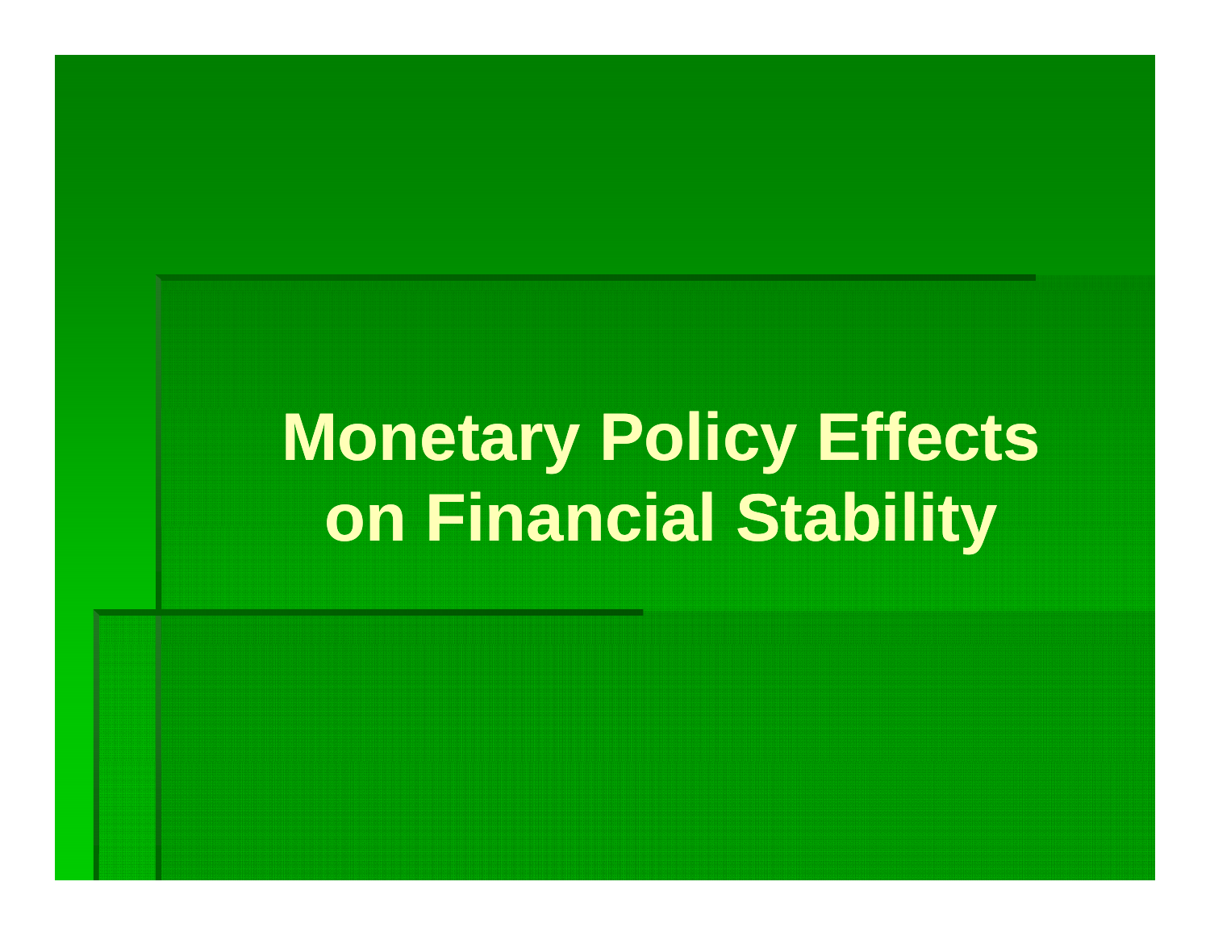# Monetary Policy Effects on Financial Stability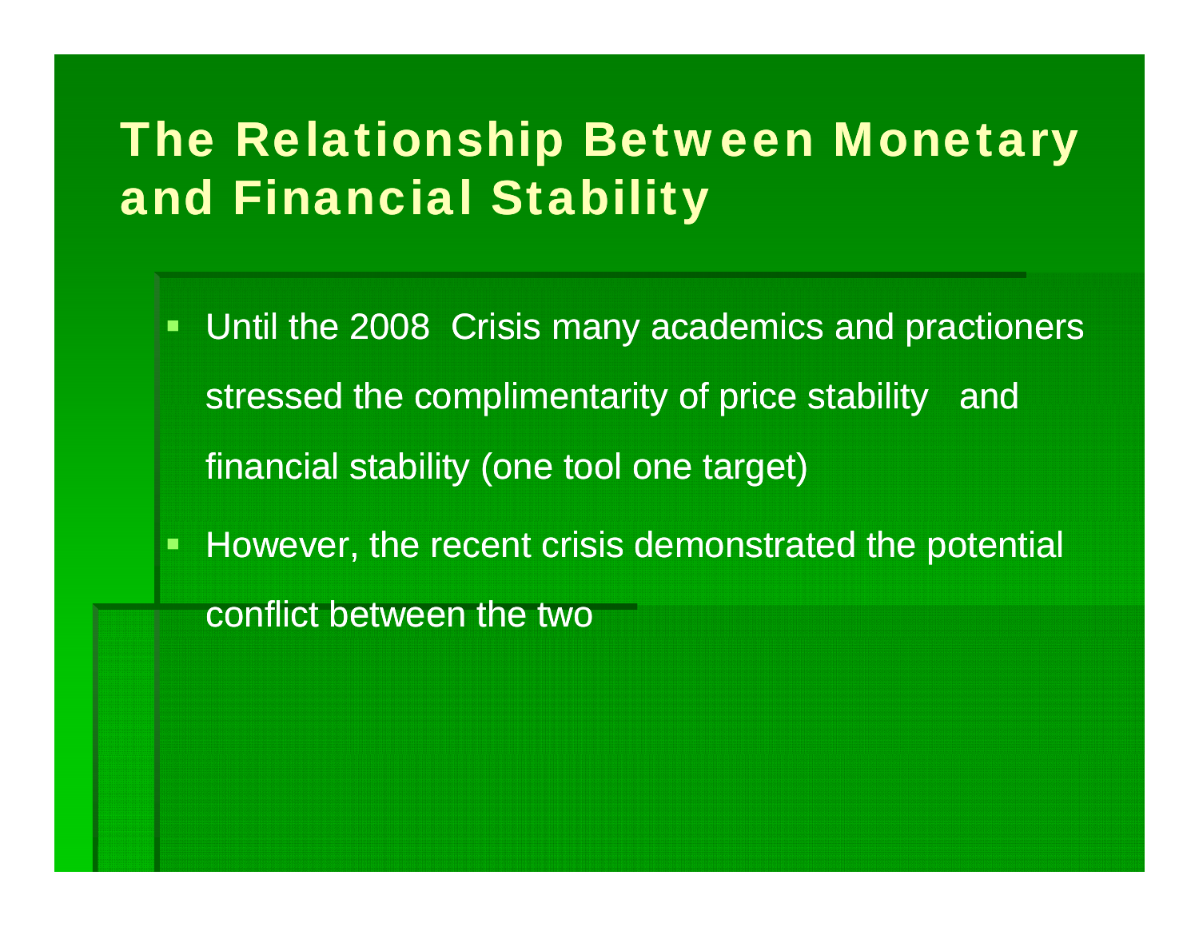# The Relationship Between Monetary and Financial Stability

- Until the 2008 Crisis many academics and practioners stressed the complimentarity of price stability and financial stability (one tool one target)
- However, the recent crisis demonstrated the potential conflict between the two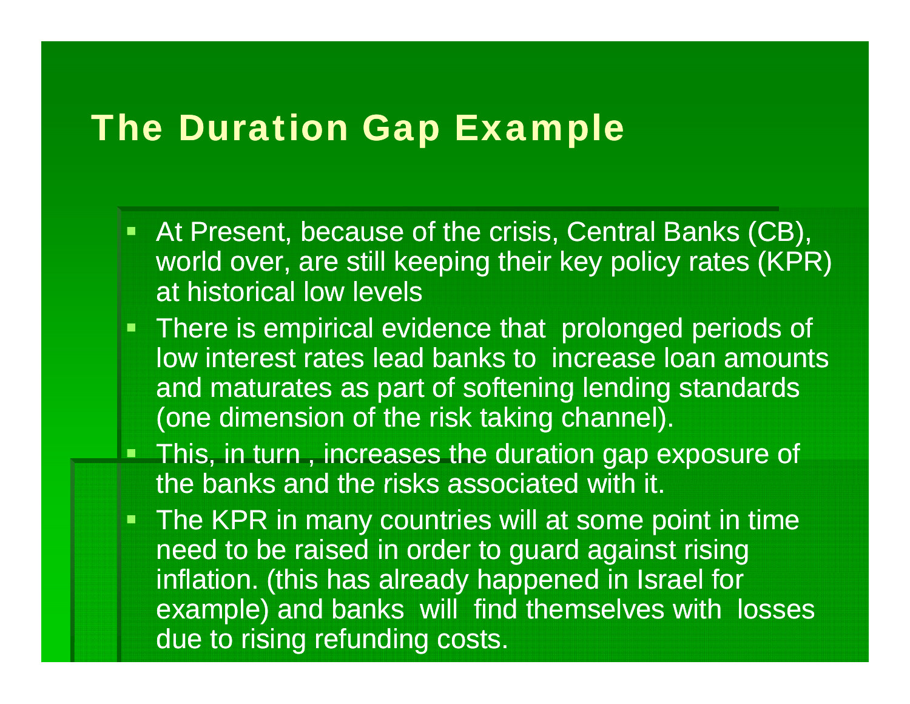# The Duration Gap Example

- At Present, because of the crisis, Central Banks (CB), world over, are still keeping their key policy rates (KPR) at historical low levels
- There is empirical evidence that prolonged periods of low interest rates lead banks to increase loan amounts and maturates as part of softening lending standards (one dimension of the risk taking channel).
- This, in turn , increases the duration gap exposure of the banks and the risks associated with it.
- The KPR in many countries will at some point in time need to be raised in order to guard against rising inflation. (this has already happened in Israel for example) and banks will find themselves with losses due to rising refunding costs.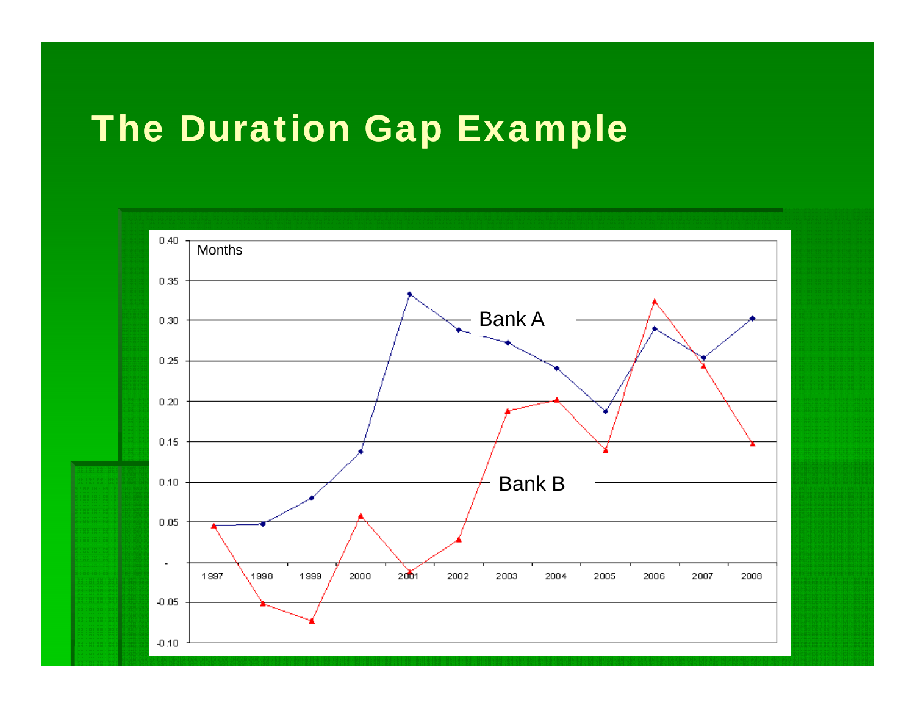# The Duration Gap Example

Months

| | 1997 | 1998 | 1999 | 2000 | 2001 | 2002 | 2003 | 2004 | 2005 | 2006 | 2007 | 2008 |
|---|---|---|---|---|---|---|---|---|---|---|---|---|

Bank A

Bank B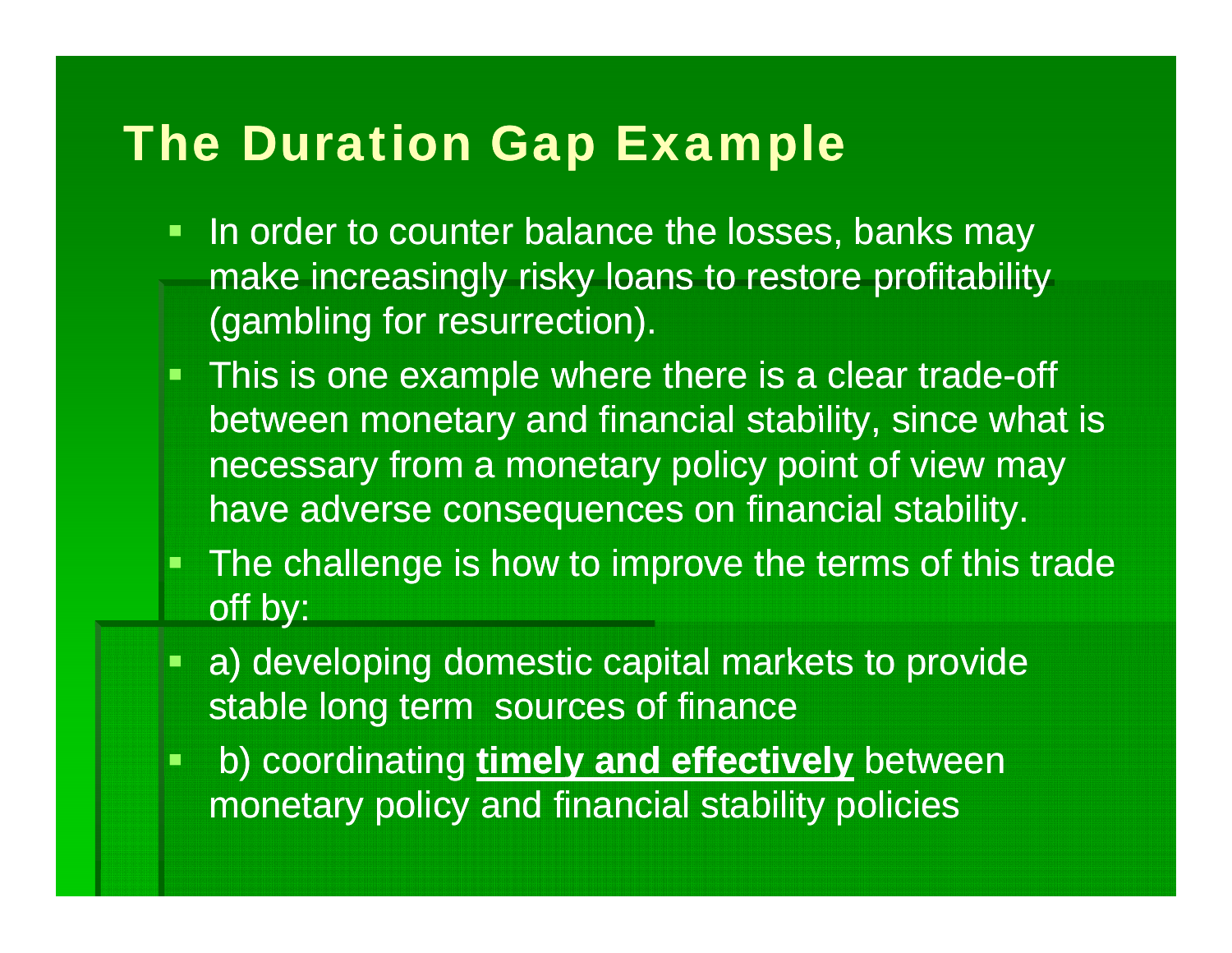# The Duration Gap Example

- In order to counter balance the losses, banks may make increasingly risky loans to restore profitability (gambling for resurrection).
- This is one example where there is a clear trade-off between monetary and financial stability, since what is necessary from a monetary policy point of view may have adverse consequences on financial stability.
- The challenge is how to improve the terms of this trade off by:
- a) developing domestic capital markets to provide stable long term sources of finance
- b) coordinating **timely and effectively** between monetary policy and financial stability policies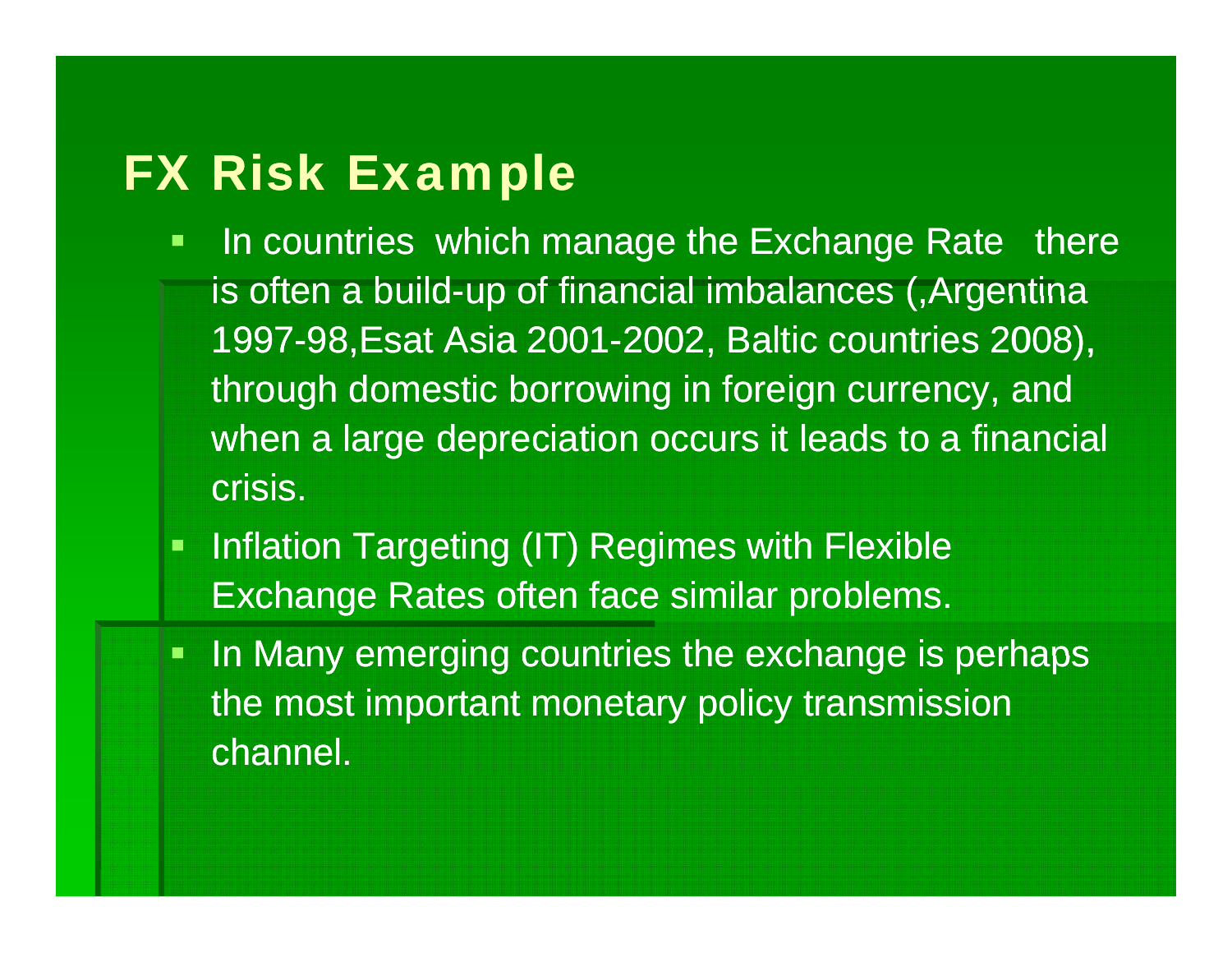# FX Risk Example

- In countries which manage the Exchange Rate there is often a build-up of financial imbalances (,Argentina 1997-98,Esat Asia 2001-2002, Baltic countries 2008), through domestic borrowing in foreign currency, and when a large depreciation occurs it leads to a financial crisis.
- Inflation Targeting (IT) Regimes with Flexible Exchange Rates often face similar problems.
- In Many emerging countries the exchange is perhaps the most important monetary policy transmission channel.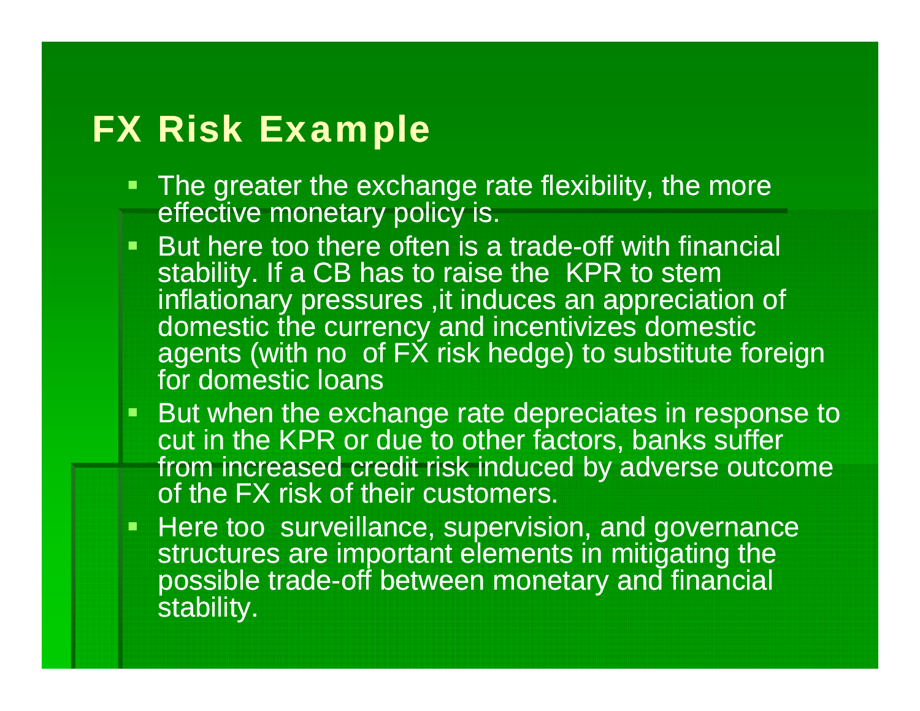# FX Risk Example

- The greater the exchange rate flexibility, the more effective monetary policy is.
- But here too there often is a trade-off with financial stability. If a CB has to raise the KPR to stem inflationary pressures ,it induces an appreciation of domestic the currency and incentivizes domestic agents (with no of FX risk hedge) to substitute foreign for domestic loans
- But when the exchange rate depreciates in response to cut in the KPR or due to other factors, banks suffer from increased credit risk induced by adverse outcome of the FX risk of their customers.
- Here too surveillance, supervision, and governance structures are important elements in mitigating the possible trade-off between monetary and financial stability.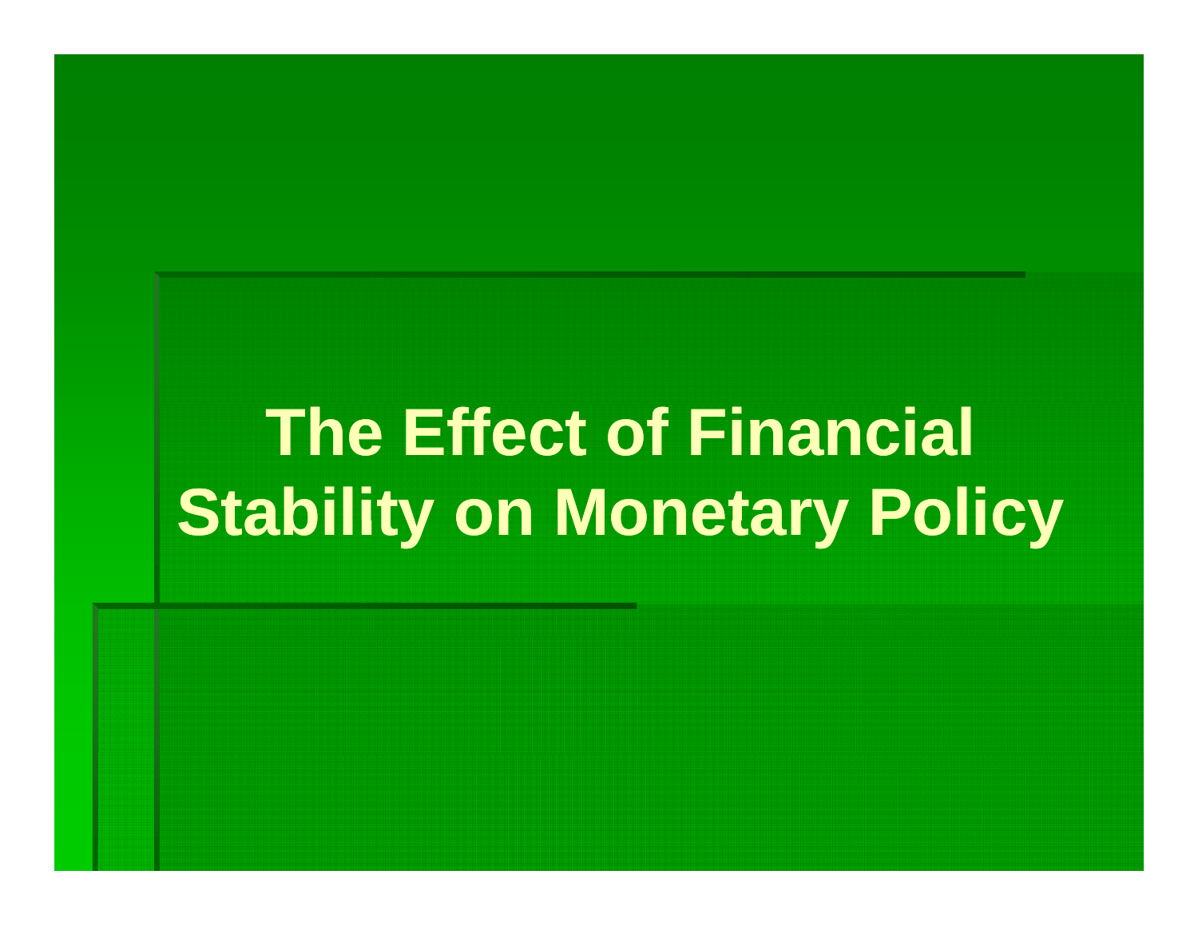# The Effect of Financial Stability on Monetary Policy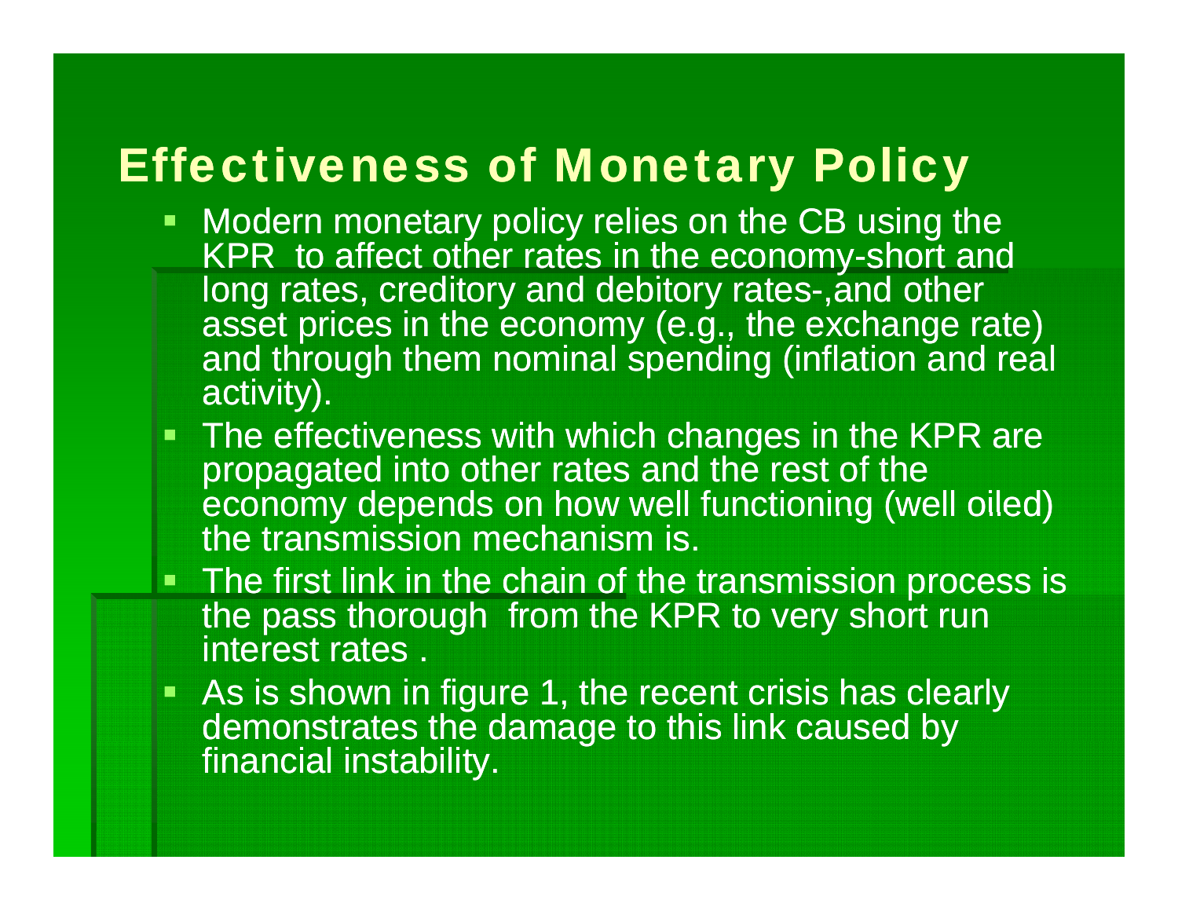# Effectiveness of Monetary Policy

- Modern monetary policy relies on the CB using the KPR to affect other rates in the economy-short and long rates, creditory and debitory rates-,and other asset prices in the economy (e.g., the exchange rate) and through them nominal spending (inflation and real activity).
- The effectiveness with which changes in the KPR are propagated into other rates and the rest of the economy depends on how well functioning (well oiled) the transmission mechanism is.
- The first link in the chain of the transmission process is the pass thorough from the KPR to very short run interest rates .
- As is shown in figure 1, the recent crisis has clearly demonstrates the damage to this link caused by financial instability.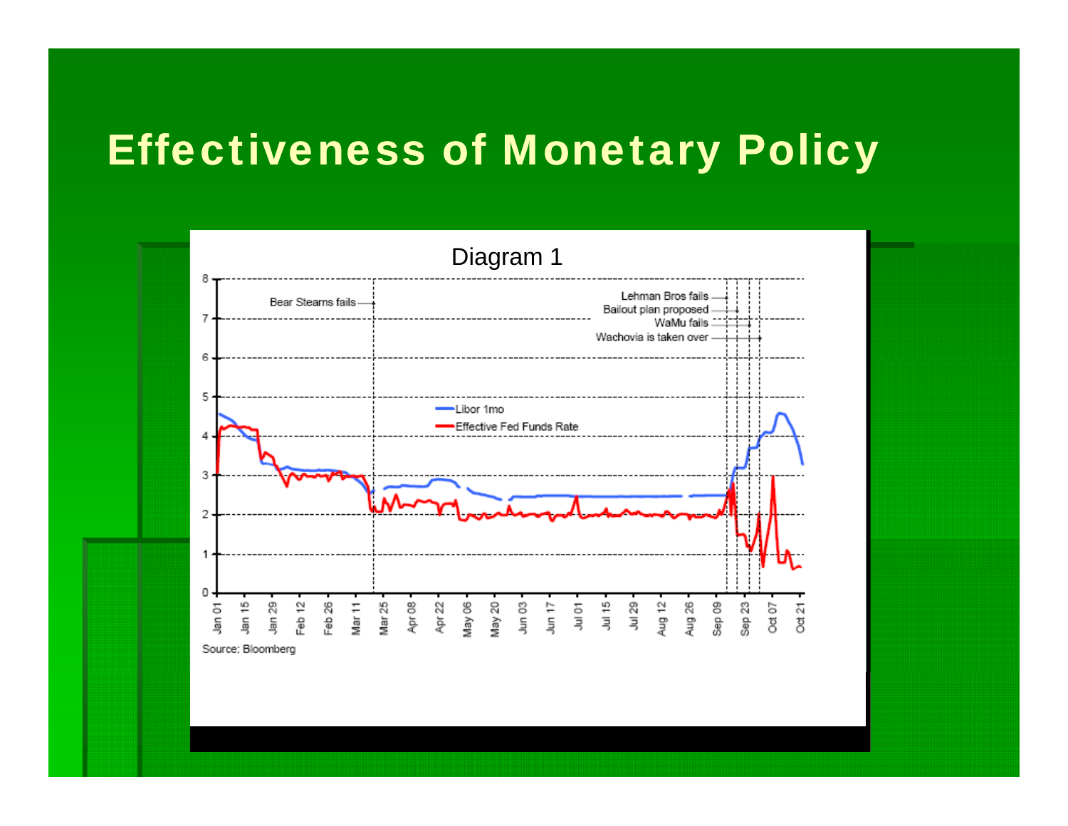# Effectiveness of Monetary Policy

Diagram 1

Source: Bloomberg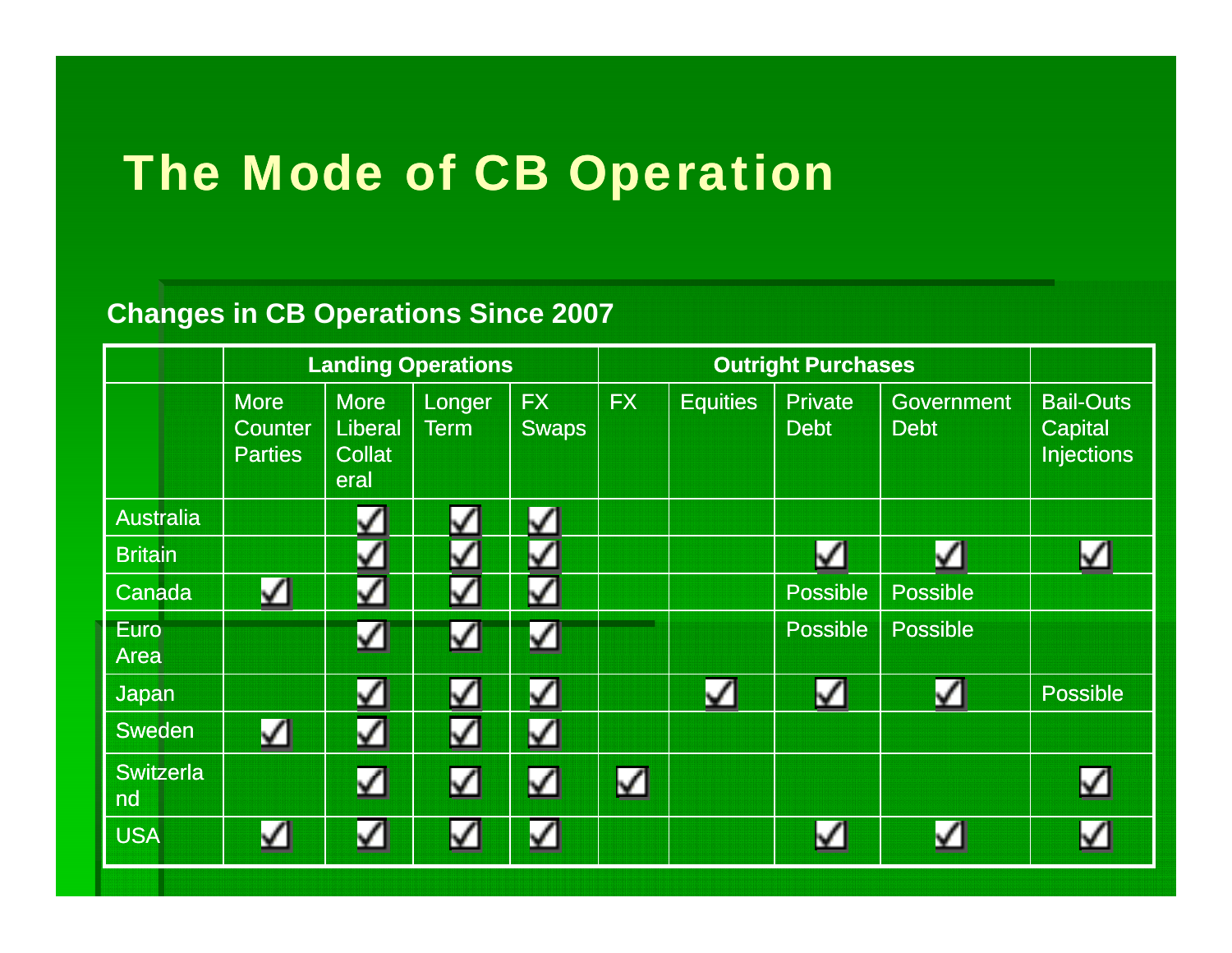# The Mode of CB Operation

**Changes in CB Operations Since 2007**

| | **Landing Operations** | | | | **Outright Purchases** | | | | |
|---|---|---|---|---|---|---|---|---|---|
| | More Counter Parties | More Liberal Collateral | Longer Term | FX Swaps | FX | Equities | Private Debt | Government Debt | Bail-Outs Capital Injections |
| Australia | | ☑ | ☑ | ☑ | | | | | |
| Britain | | ☑ | ☑ | ☑ | | | ☑ | ☑ | ☑ |
| Canada | ☑ | ☑ | ☑ | ☑ | | | Possible | Possible | |
| Euro Area | | ☑ | ☑ | ☑ | | | Possible | Possible | |
| Japan | | ☑ | ☑ | ☑ | | ☑ | ☑ | ☑ | Possible |
| Sweden | ☑ | ☑ | ☑ | ☑ | | | | | |
| Switzerland | | ☑ | ☑ | ☑ | ☑ | | | | ☑ |
| USA | ☑ | ☑ | ☑ | ☑ | | | ☑ | ☑ | ☑ |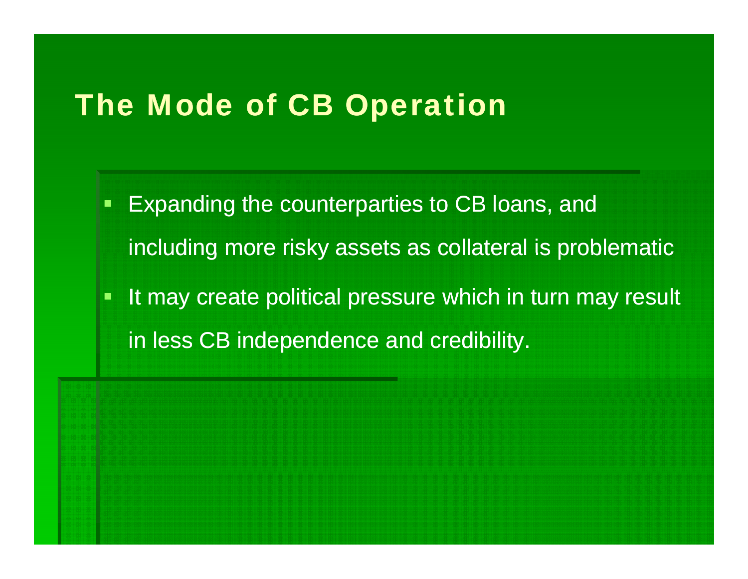# The Mode of CB Operation

- Expanding the counterparties to CB loans, and including more risky assets as collateral is problematic
- It may create political pressure which in turn may result in less CB independence and credibility.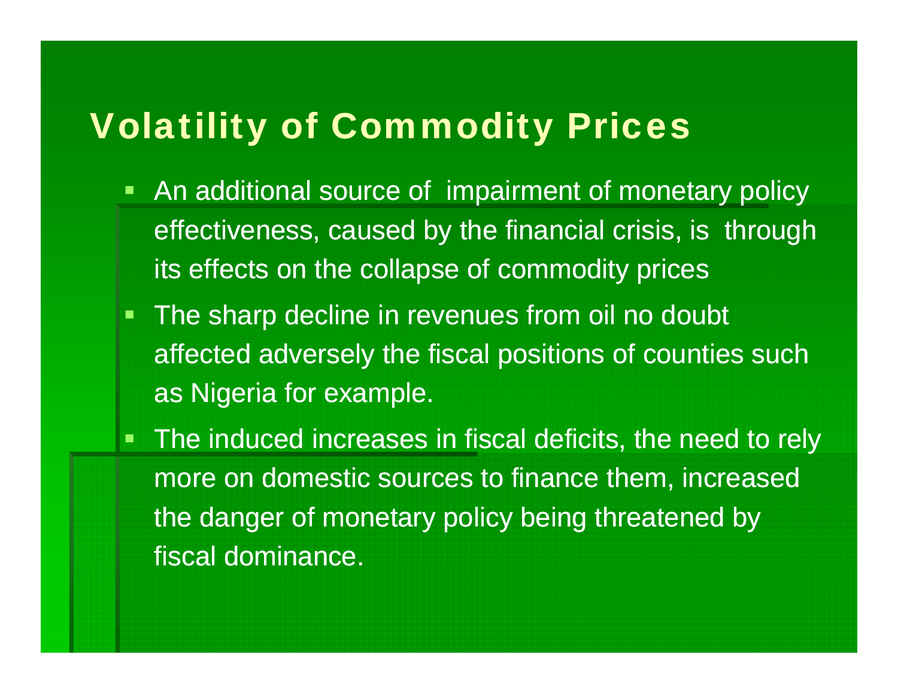# Volatility of Commodity Prices

- An additional source of impairment of monetary policy effectiveness, caused by the financial crisis, is through its effects on the collapse of commodity prices
- The sharp decline in revenues from oil no doubt affected adversely the fiscal positions of counties such as Nigeria for example.
- The induced increases in fiscal deficits, the need to rely more on domestic sources to finance them, increased the danger of monetary policy being threatened by fiscal dominance.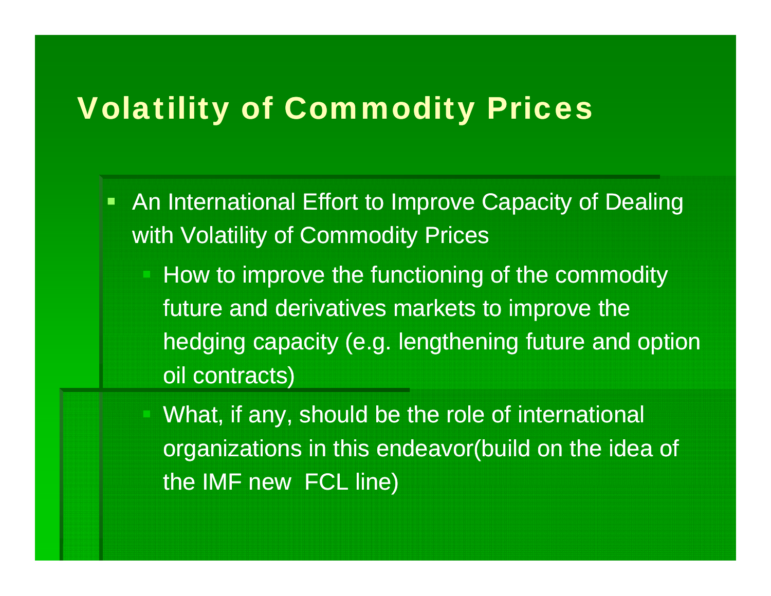# Volatility of Commodity Prices

- An International Effort to Improve Capacity of Dealing with Volatility of Commodity Prices
  - How to improve the functioning of the commodity future and derivatives markets to improve the hedging capacity (e.g. lengthening future and option oil contracts)
  - What, if any, should be the role of international organizations in this endeavor(build on the idea of the IMF new  FCL line)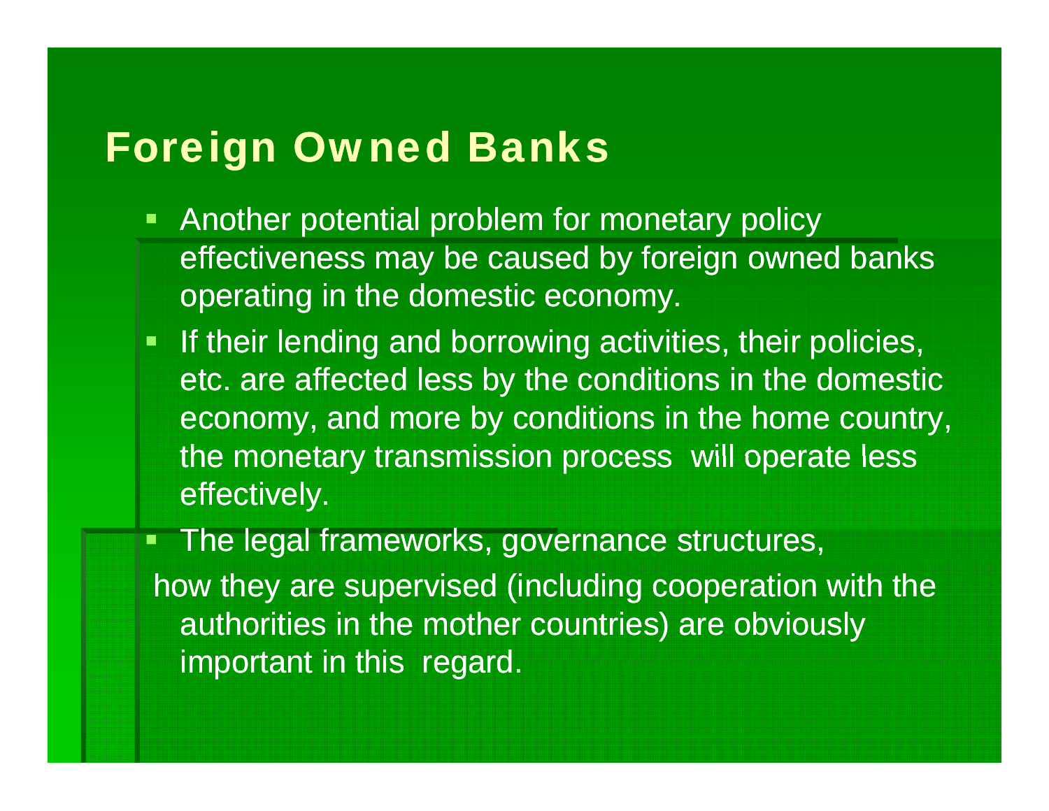# Foreign Owned Banks

- Another potential problem for monetary policy effectiveness may be caused by foreign owned banks operating in the domestic economy.
- If their lending and borrowing activities, their policies, etc. are affected less by the conditions in the domestic economy, and more by conditions in the home country, the monetary transmission process will operate less effectively.
- The legal frameworks, governance structures, how they are supervised (including cooperation with the authorities in the mother countries) are obviously important in this regard.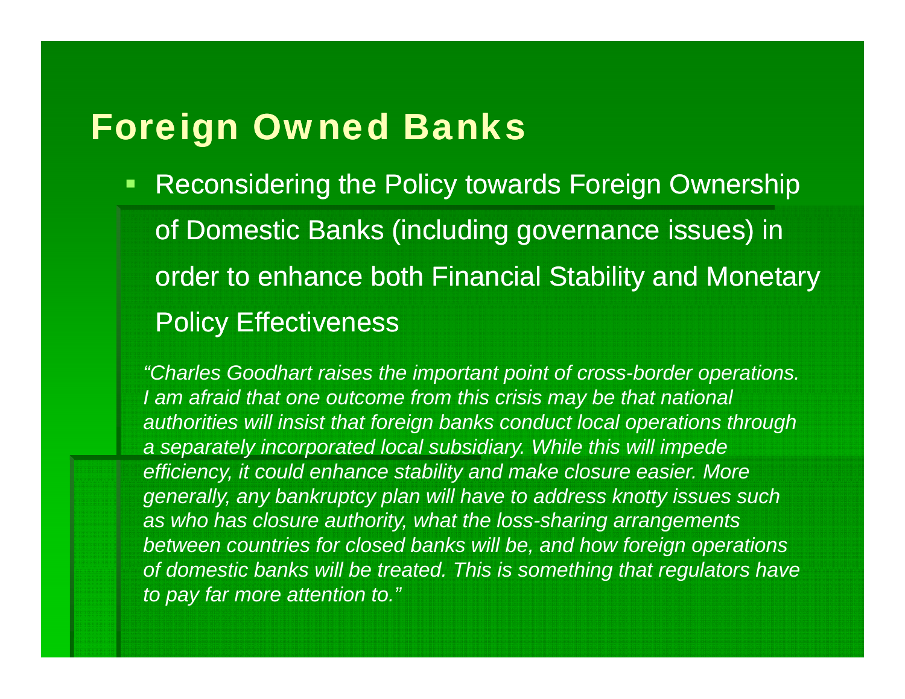# Foreign Owned Banks

- Reconsidering the Policy towards Foreign Ownership of Domestic Banks (including governance issues) in order to enhance both Financial Stability and Monetary Policy Effectiveness

*"Charles Goodhart raises the important point of cross-border operations. I am afraid that one outcome from this crisis may be that national authorities will insist that foreign banks conduct local operations through a separately incorporated local subsidiary. While this will impede efficiency, it could enhance stability and make closure easier. More generally, any bankruptcy plan will have to address knotty issues such as who has closure authority, what the loss-sharing arrangements between countries for closed banks will be, and how foreign operations of domestic banks will be treated. This is something that regulators have to pay far more attention to."*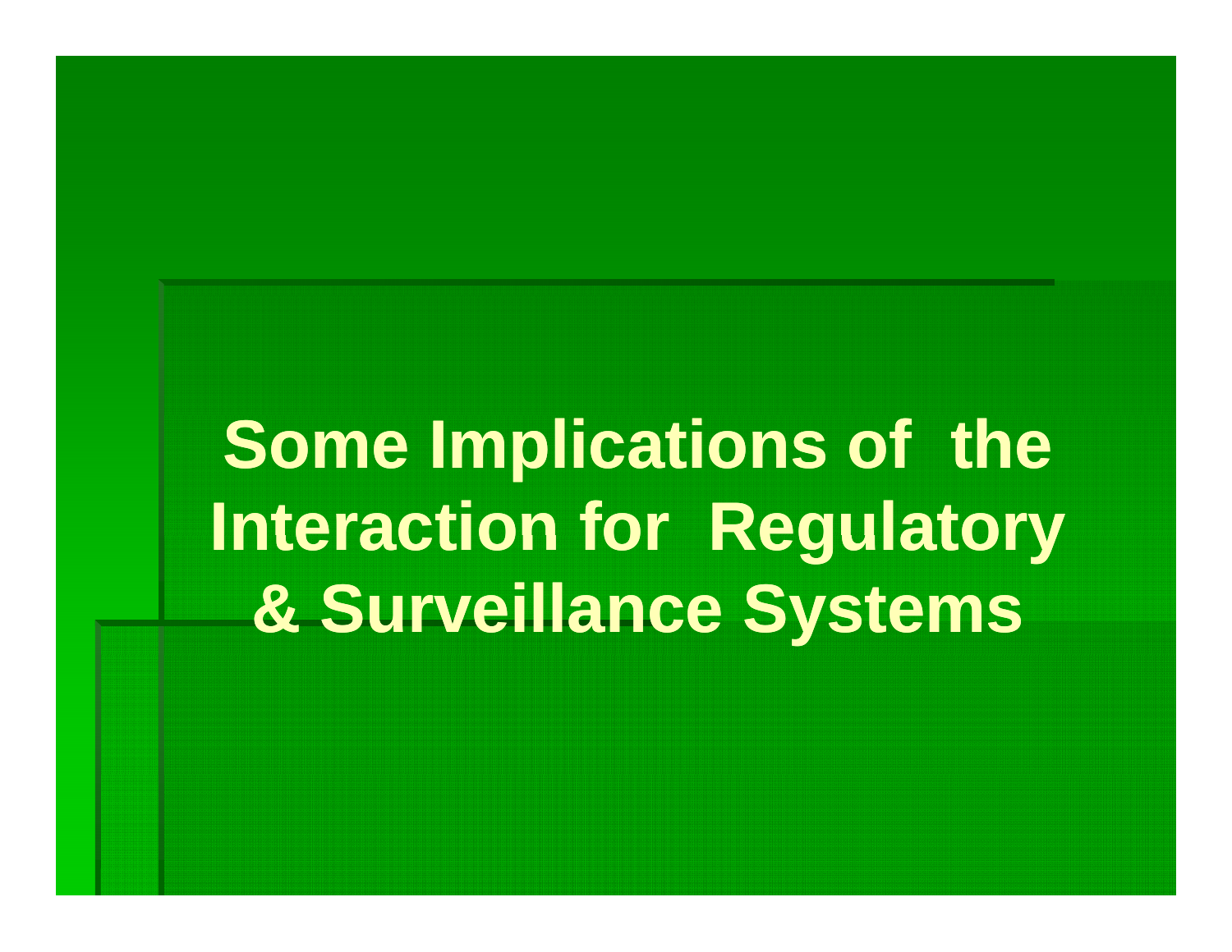# Some Implications of the Interaction for Regulatory & Surveillance Systems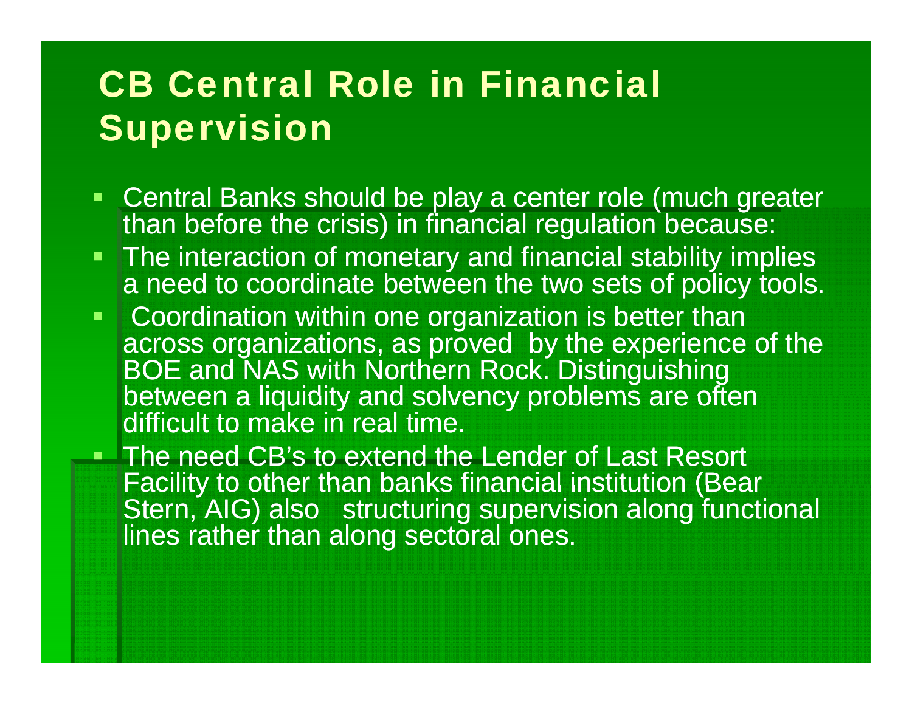# CB Central Role in Financial Supervision

- Central Banks should be play a center role (much greater than before the crisis) in financial regulation because:
- The interaction of monetary and financial stability implies a need to coordinate between the two sets of policy tools.
- Coordination within one organization is better than across organizations, as proved by the experience of the BOE and NAS with Northern Rock. Distinguishing between a liquidity and solvency problems are often difficult to make in real time.
- The need CB's to extend the Lender of Last Resort Facility to other than banks financial institution (Bear Stern, AIG) also structuring supervision along functional lines rather than along sectoral ones.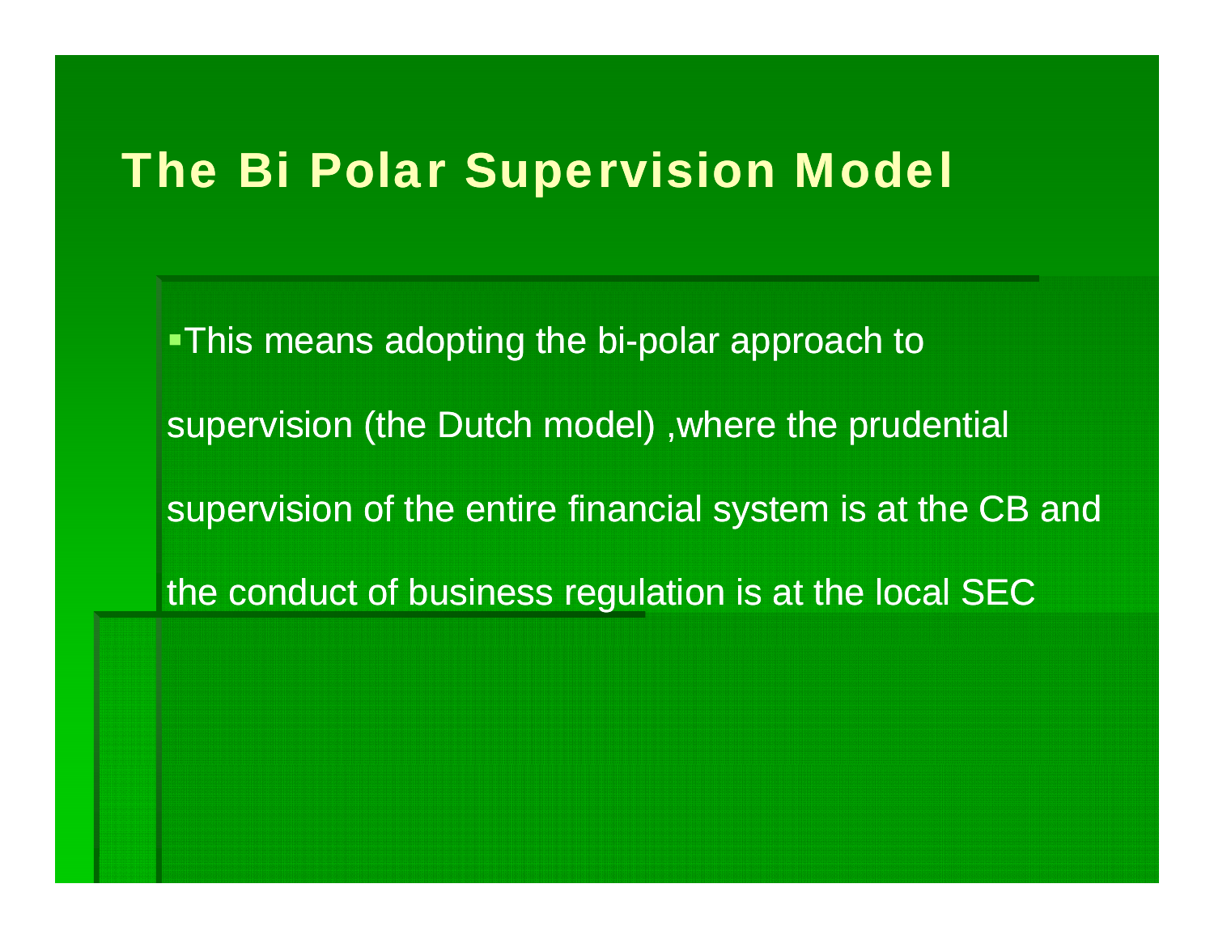# The Bi Polar Supervision Model

- This means adopting the bi-polar approach to supervision (the Dutch model) ,where the prudential supervision of the entire financial system is at the CB and the conduct of business regulation is at the local SEC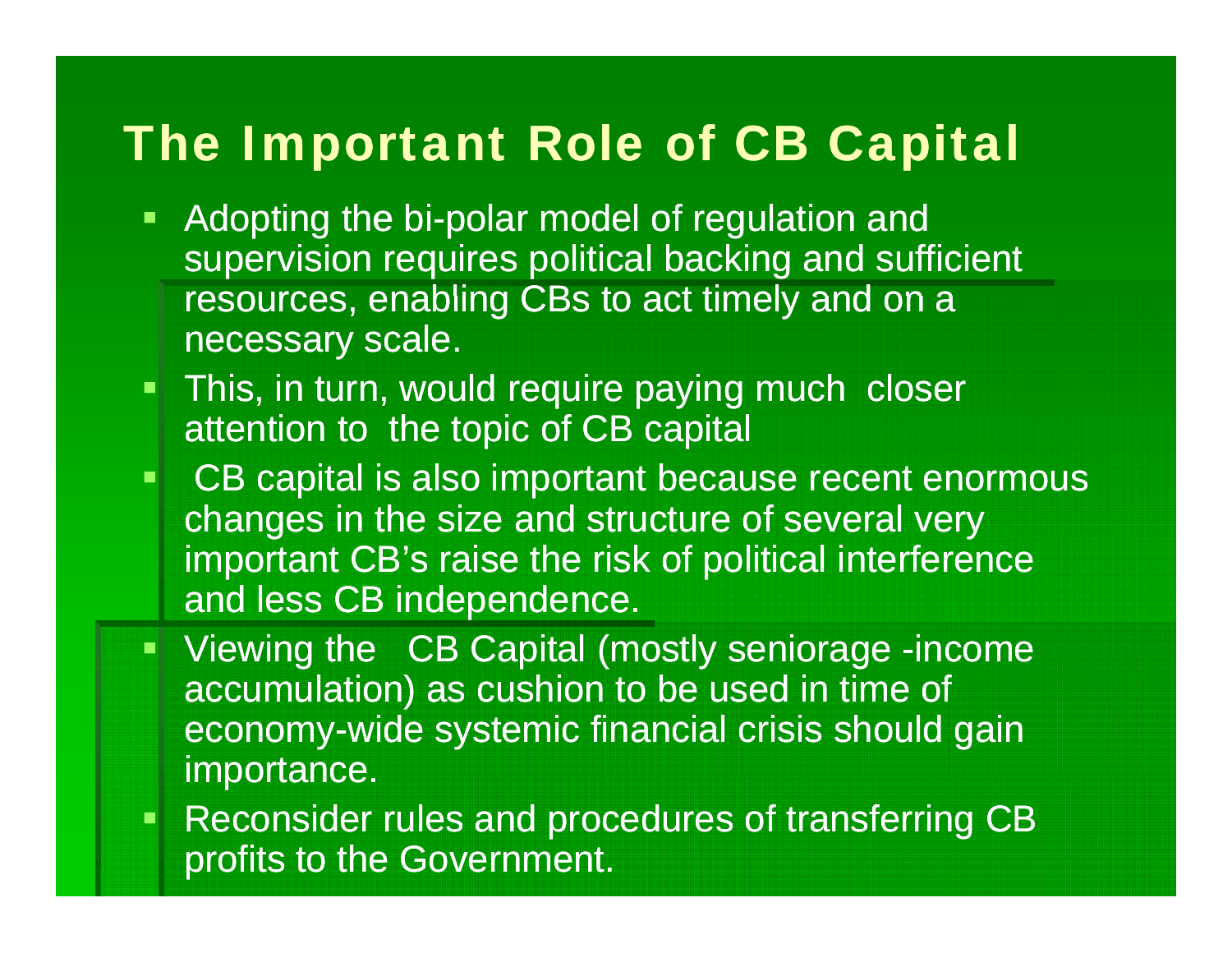# The Important Role of CB Capital

- Adopting the bi-polar model of regulation and supervision requires political backing and sufficient resources, enabling CBs to act timely and on a necessary scale.
- This, in turn, would require paying much closer attention to the topic of CB capital
- CB capital is also important because recent enormous changes in the size and structure of several very important CB's raise the risk of political interference and less CB independence.
- Viewing the CB Capital (mostly seniorage -income accumulation) as cushion to be used in time of economy-wide systemic financial crisis should gain importance.
- Reconsider rules and procedures of transferring CB profits to the Government.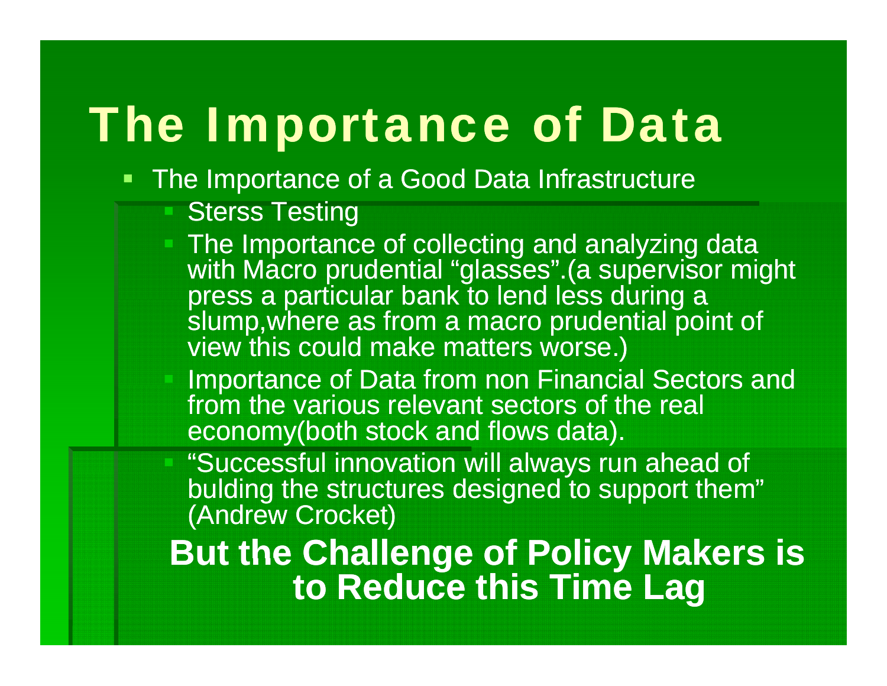# The Importance of Data

- The Importance of a Good Data Infrastructure
  - Sterss Testing
  - The Importance of collecting and analyzing data with Macro prudential “glasses”.(a supervisor might press a particular bank to lend less during a slump,where as from a macro prudential point of view this could make matters worse.)
  - Importance of Data from non Financial Sectors and from the various relevant sectors of the real economy(both stock and flows data).
  - “Successful innovation will always run ahead of bulding the structures designed to support them” (Andrew Crocket)

**But the Challenge of Policy Makers is to Reduce this Time Lag**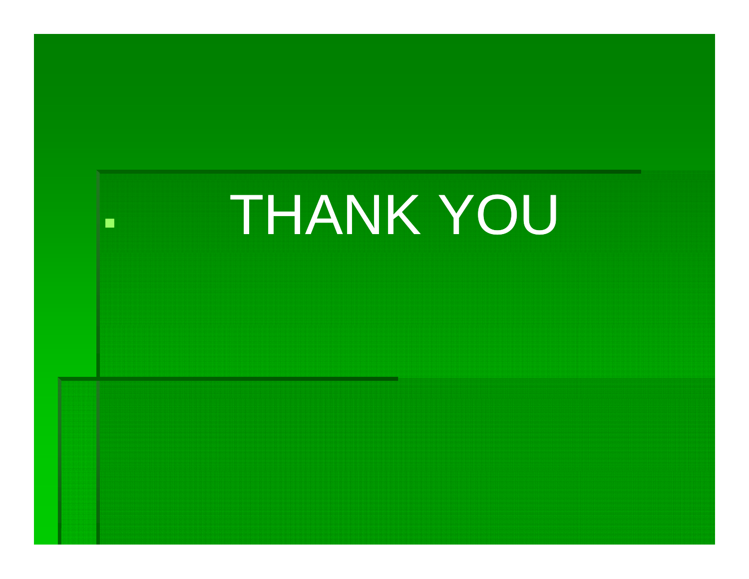- THANK YOU